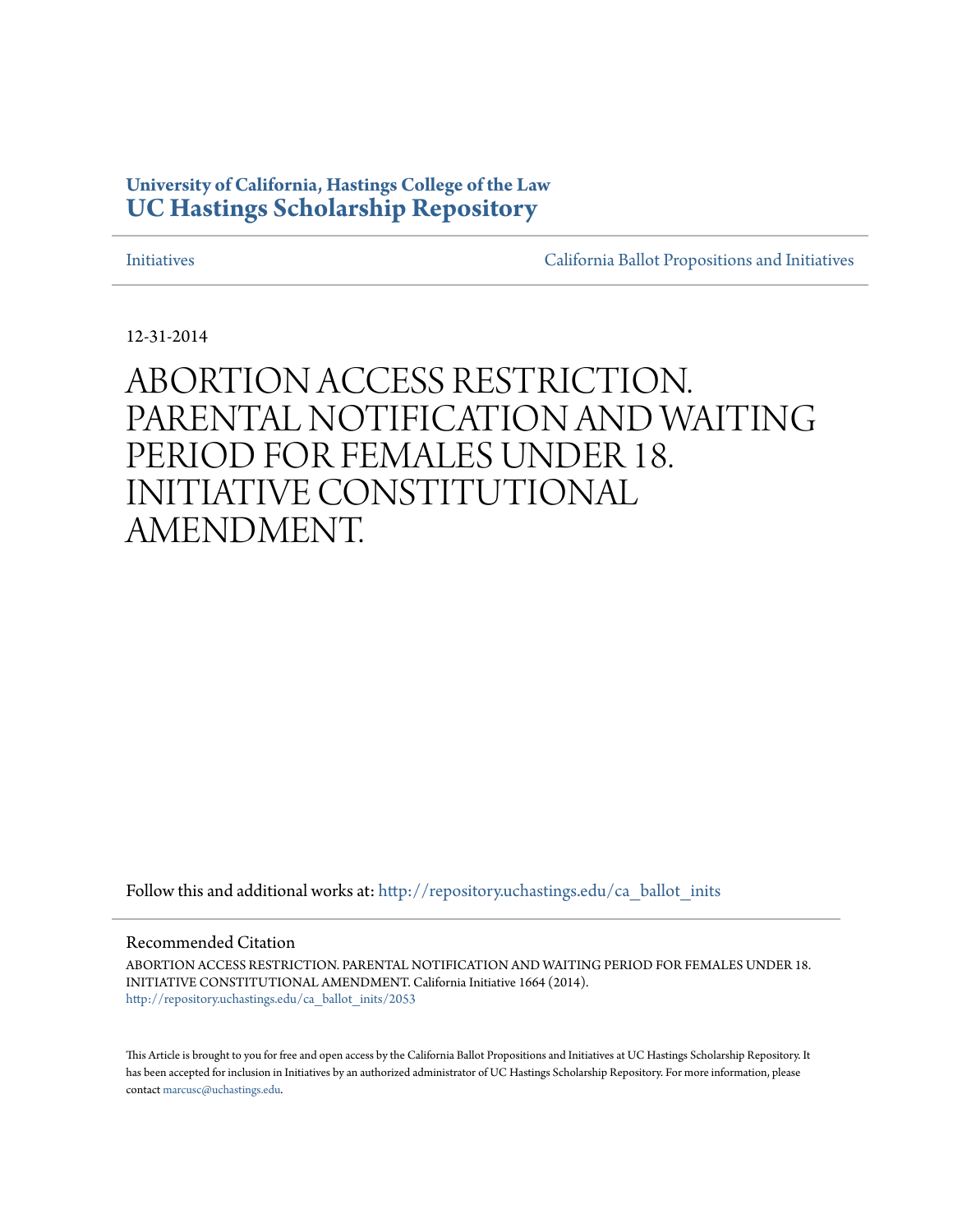**University of California, Hastings College of the Law**
**UC Hastings Scholarship Repository**

Initiatives | California Ballot Propositions and Initiatives

12-31-2014

# ABORTION ACCESS RESTRICTION. PARENTAL NOTIFICATION AND WAITING PERIOD FOR FEMALES UNDER 18. INITIATIVE CONSTITUTIONAL AMENDMENT.

Follow this and additional works at: http://repository.uchastings.edu/ca_ballot_inits

## Recommended Citation

ABORTION ACCESS RESTRICTION. PARENTAL NOTIFICATION AND WAITING PERIOD FOR FEMALES UNDER 18. INITIATIVE CONSTITUTIONAL AMENDMENT. California Initiative 1664 (2014).
http://repository.uchastings.edu/ca_ballot_inits/2053

This Article is brought to you for free and open access by the California Ballot Propositions and Initiatives at UC Hastings Scholarship Repository. It has been accepted for inclusion in Initiatives by an authorized administrator of UC Hastings Scholarship Repository. For more information, please contact marcusc@uchastings.edu.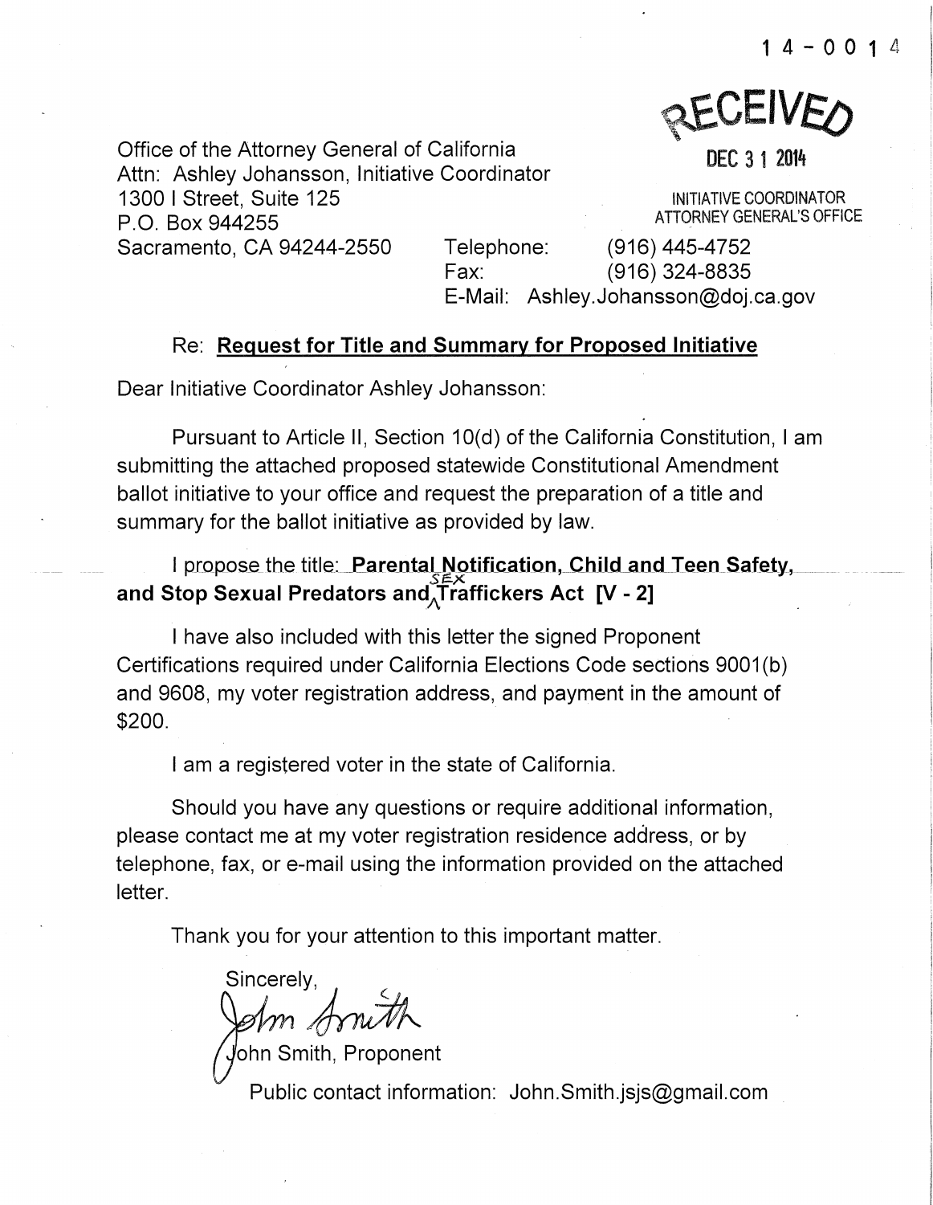14-0014

RECEIVED

DEC 31 2014

INITIATIVE COORDINATOR
ATTORNEY GENERAL'S OFFICE

Office of the Attorney General of California
Attn: Ashley Johansson, Initiative Coordinator
1300 I Street, Suite 125
P.O. Box 944255
Sacramento, CA 94244-2550

Telephone: (916) 445-4752
Fax: (916) 324-8835
E-Mail: Ashley.Johansson@doj.ca.gov

Re: **Request for Title and Summary for Proposed Initiative**

Dear Initiative Coordinator Ashley Johansson:

Pursuant to Article II, Section 10(d) of the California Constitution, I am submitting the attached proposed statewide Constitutional Amendment ballot initiative to your office and request the preparation of a title and summary for the ballot initiative as provided by law.

I propose the title: **Parental Notification, Child and Teen Safety, and Stop Sexual Predators and SEX Traffickers Act [V - 2]**

I have also included with this letter the signed Proponent Certifications required under California Elections Code sections 9001(b) and 9608, my voter registration address, and payment in the amount of $200.

I am a registered voter in the state of California.

Should you have any questions or require additional information, please contact me at my voter registration residence address, or by telephone, fax, or e-mail using the information provided on the attached letter.

Thank you for your attention to this important matter.

Sincerely,

John Smith

John Smith, Proponent

Public contact information: John.Smith.jsjs@gmail.com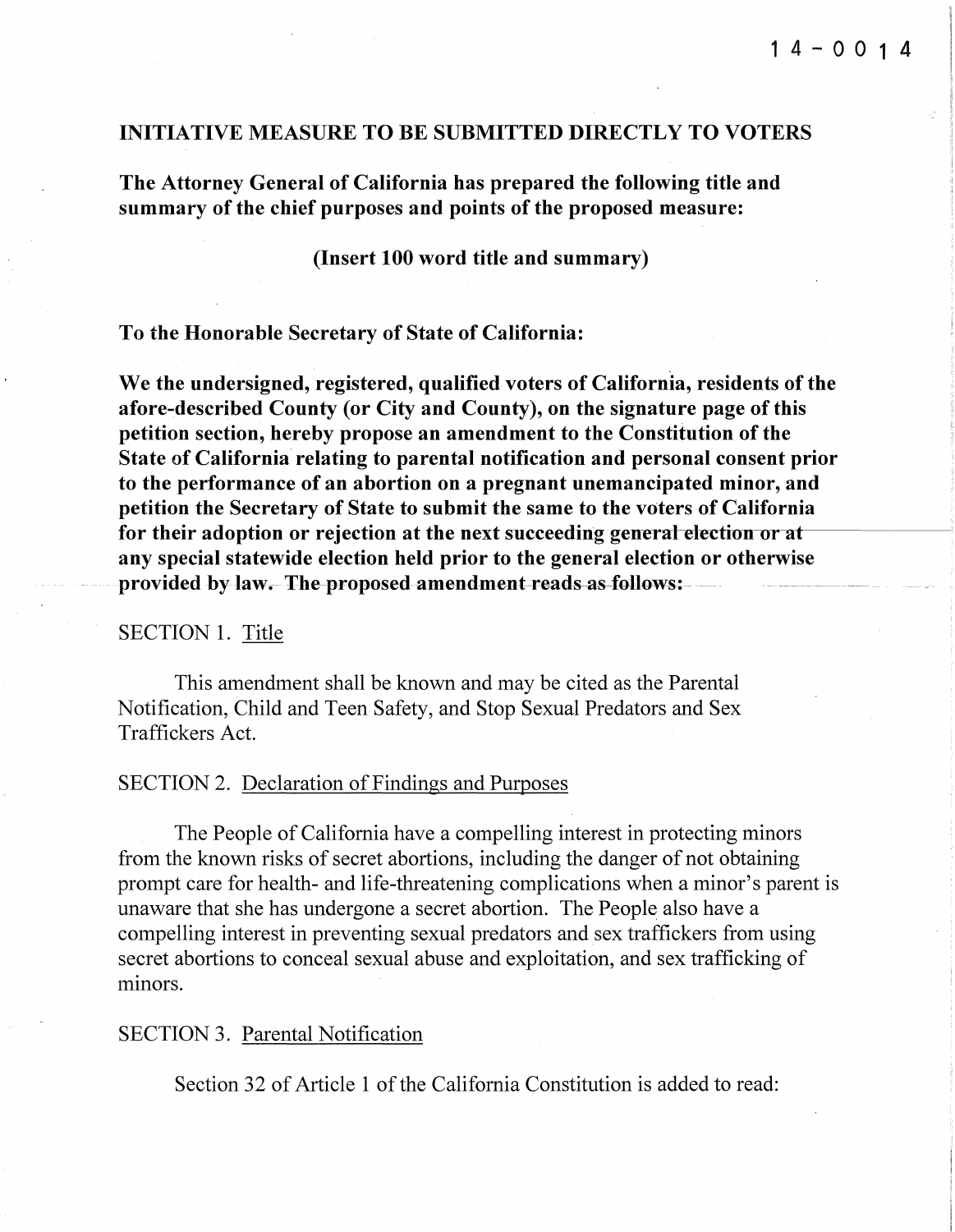14-0014

**INITIATIVE MEASURE TO BE SUBMITTED DIRECTLY TO VOTERS**

**The Attorney General of California has prepared the following title and summary of the chief purposes and points of the proposed measure:**

**(Insert 100 word title and summary)**

**To the Honorable Secretary of State of California:**

**We the undersigned, registered, qualified voters of California, residents of the afore-described County (or City and County), on the signature page of this petition section, hereby propose an amendment to the Constitution of the State of California relating to parental notification and personal consent prior to the performance of an abortion on a pregnant unemancipated minor, and petition the Secretary of State to submit the same to the voters of California for their adoption or rejection at the next succeeding general election or at any special statewide election held prior to the general election or otherwise provided by law. The proposed amendment reads as follows:**

SECTION 1. Title

This amendment shall be known and may be cited as the Parental Notification, Child and Teen Safety, and Stop Sexual Predators and Sex Traffickers Act.

SECTION 2. Declaration of Findings and Purposes

The People of California have a compelling interest in protecting minors from the known risks of secret abortions, including the danger of not obtaining prompt care for health- and life-threatening complications when a minor's parent is unaware that she has undergone a secret abortion. The People also have a compelling interest in preventing sexual predators and sex traffickers from using secret abortions to conceal sexual abuse and exploitation, and sex trafficking of minors.

SECTION 3. Parental Notification

Section 32 of Article 1 of the California Constitution is added to read: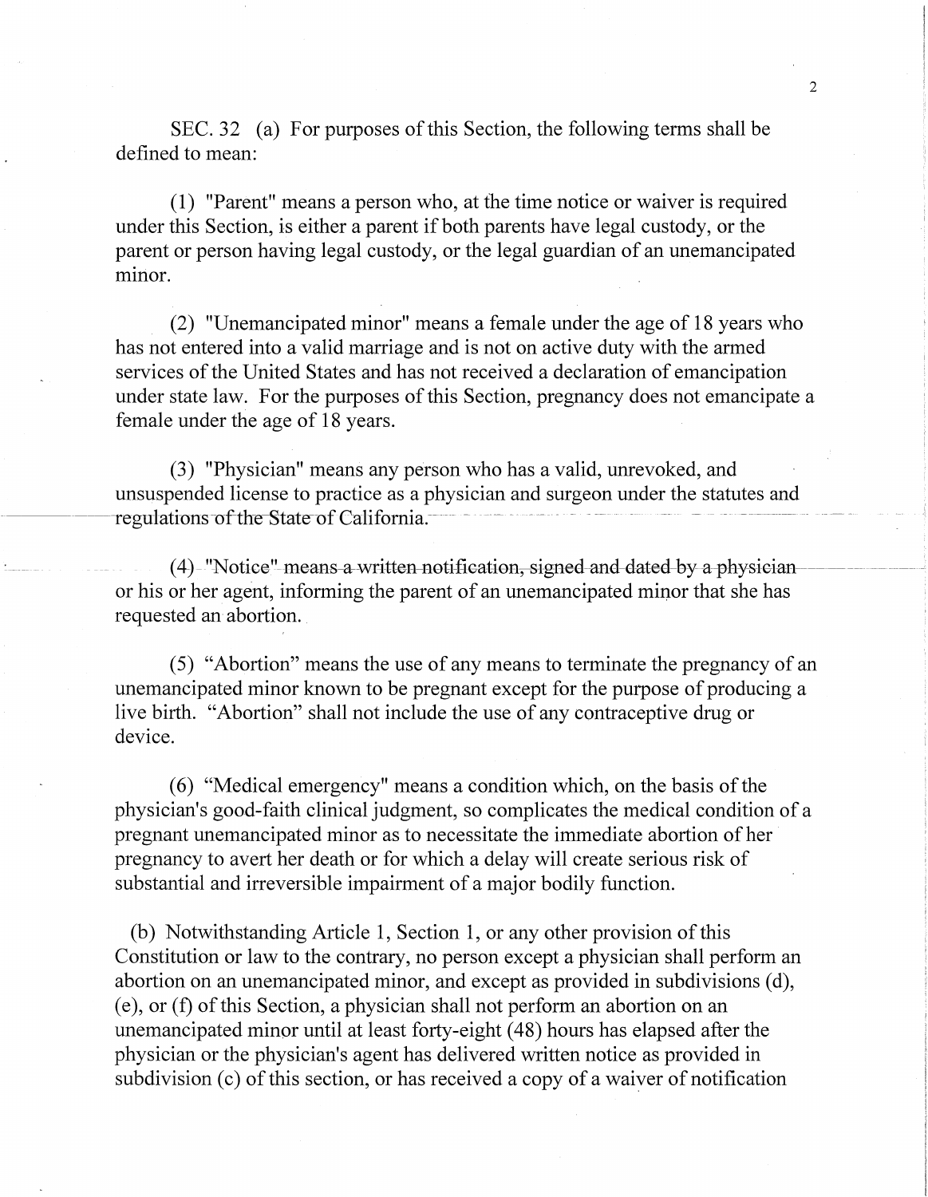SEC. 32 (a) For purposes of this Section, the following terms shall be defined to mean:

(1) "Parent" means a person who, at the time notice or waiver is required under this Section, is either a parent if both parents have legal custody, or the parent or person having legal custody, or the legal guardian of an unemancipated minor.

(2) "Unemancipated minor" means a female under the age of 18 years who has not entered into a valid marriage and is not on active duty with the armed services of the United States and has not received a declaration of emancipation under state law. For the purposes of this Section, pregnancy does not emancipate a female under the age of 18 years.

(3) "Physician" means any person who has a valid, unrevoked, and unsuspended license to practice as a physician and surgeon under the statutes and regulations of the State of California.

(4) "Notice" means a written notification, signed and dated by a physician or his or her agent, informing the parent of an unemancipated minor that she has requested an abortion.

(5) "Abortion" means the use of any means to terminate the pregnancy of an unemancipated minor known to be pregnant except for the purpose of producing a live birth. "Abortion" shall not include the use of any contraceptive drug or device.

(6) "Medical emergency" means a condition which, on the basis of the physician's good-faith clinical judgment, so complicates the medical condition of a pregnant unemancipated minor as to necessitate the immediate abortion of her pregnancy to avert her death or for which a delay will create serious risk of substantial and irreversible impairment of a major bodily function.

(b) Notwithstanding Article 1, Section 1, or any other provision of this Constitution or law to the contrary, no person except a physician shall perform an abortion on an unemancipated minor, and except as provided in subdivisions (d), (e), or (f) of this Section, a physician shall not perform an abortion on an unemancipated minor until at least forty-eight (48) hours has elapsed after the physician or the physician's agent has delivered written notice as provided in subdivision (c) of this section, or has received a copy of a waiver of notification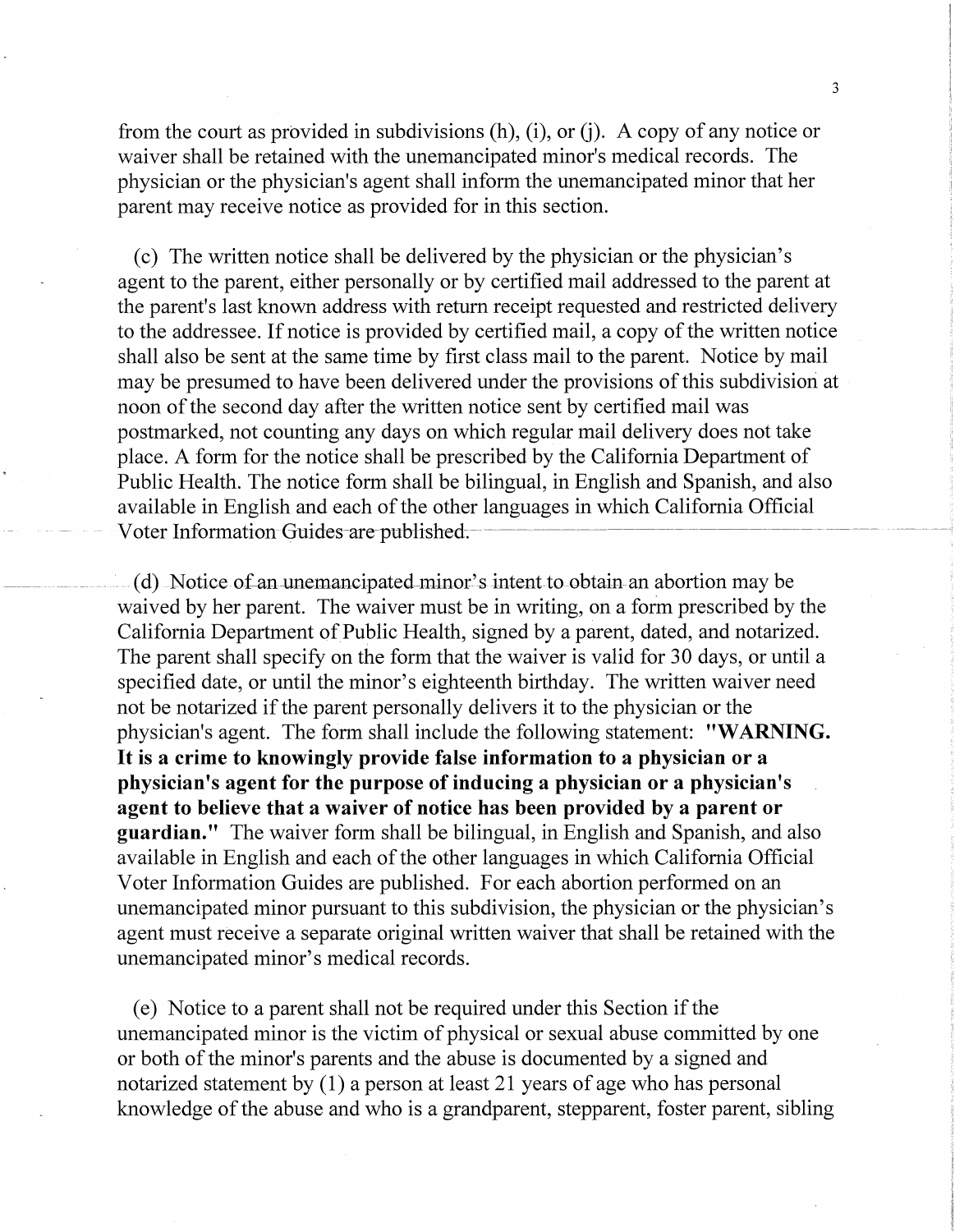from the court as provided in subdivisions (h), (i), or (j). A copy of any notice or waiver shall be retained with the unemancipated minor's medical records. The physician or the physician's agent shall inform the unemancipated minor that her parent may receive notice as provided for in this section.

(c) The written notice shall be delivered by the physician or the physician's agent to the parent, either personally or by certified mail addressed to the parent at the parent's last known address with return receipt requested and restricted delivery to the addressee. If notice is provided by certified mail, a copy of the written notice shall also be sent at the same time by first class mail to the parent. Notice by mail may be presumed to have been delivered under the provisions of this subdivision at noon of the second day after the written notice sent by certified mail was postmarked, not counting any days on which regular mail delivery does not take place. A form for the notice shall be prescribed by the California Department of Public Health. The notice form shall be bilingual, in English and Spanish, and also available in English and each of the other languages in which California Official Voter Information Guides are published.

(d) Notice of an unemancipated minor's intent to obtain an abortion may be waived by her parent. The waiver must be in writing, on a form prescribed by the California Department of Public Health, signed by a parent, dated, and notarized. The parent shall specify on the form that the waiver is valid for 30 days, or until a specified date, or until the minor's eighteenth birthday. The written waiver need not be notarized if the parent personally delivers it to the physician or the physician's agent. The form shall include the following statement: **"WARNING. It is a crime to knowingly provide false information to a physician or a physician's agent for the purpose of inducing a physician or a physician's agent to believe that a waiver of notice has been provided by a parent or guardian."** The waiver form shall be bilingual, in English and Spanish, and also available in English and each of the other languages in which California Official Voter Information Guides are published. For each abortion performed on an unemancipated minor pursuant to this subdivision, the physician or the physician's agent must receive a separate original written waiver that shall be retained with the unemancipated minor's medical records.

(e) Notice to a parent shall not be required under this Section if the unemancipated minor is the victim of physical or sexual abuse committed by one or both of the minor's parents and the abuse is documented by a signed and notarized statement by (1) a person at least 21 years of age who has personal knowledge of the abuse and who is a grandparent, stepparent, foster parent, sibling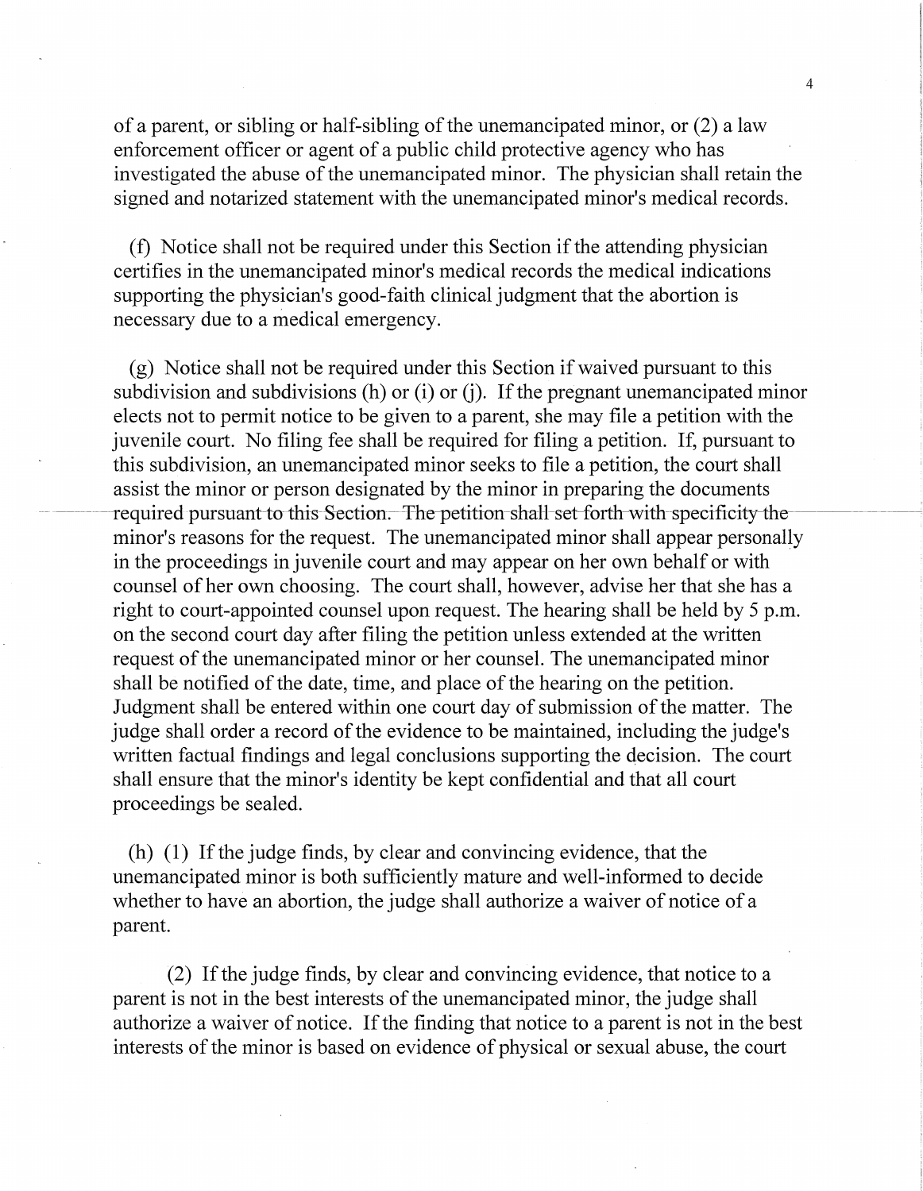of a parent, or sibling or half-sibling of the unemancipated minor, or (2) a law enforcement officer or agent of a public child protective agency who has investigated the abuse of the unemancipated minor. The physician shall retain the signed and notarized statement with the unemancipated minor's medical records.

(f) Notice shall not be required under this Section if the attending physician certifies in the unemancipated minor's medical records the medical indications supporting the physician's good-faith clinical judgment that the abortion is necessary due to a medical emergency.

(g) Notice shall not be required under this Section if waived pursuant to this subdivision and subdivisions (h) or (i) or (j). If the pregnant unemancipated minor elects not to permit notice to be given to a parent, she may file a petition with the juvenile court. No filing fee shall be required for filing a petition. If, pursuant to this subdivision, an unemancipated minor seeks to file a petition, the court shall assist the minor or person designated by the minor in preparing the documents required pursuant to this Section. The petition shall set forth with specificity the minor's reasons for the request. The unemancipated minor shall appear personally in the proceedings in juvenile court and may appear on her own behalf or with counsel of her own choosing. The court shall, however, advise her that she has a right to court-appointed counsel upon request. The hearing shall be held by 5 p.m. on the second court day after filing the petition unless extended at the written request of the unemancipated minor or her counsel. The unemancipated minor shall be notified of the date, time, and place of the hearing on the petition. Judgment shall be entered within one court day of submission of the matter. The judge shall order a record of the evidence to be maintained, including the judge's written factual findings and legal conclusions supporting the decision. The court shall ensure that the minor's identity be kept confidential and that all court proceedings be sealed.

(h) (1) If the judge finds, by clear and convincing evidence, that the unemancipated minor is both sufficiently mature and well-informed to decide whether to have an abortion, the judge shall authorize a waiver of notice of a parent.

(2) If the judge finds, by clear and convincing evidence, that notice to a parent is not in the best interests of the unemancipated minor, the judge shall authorize a waiver of notice. If the finding that notice to a parent is not in the best interests of the minor is based on evidence of physical or sexual abuse, the court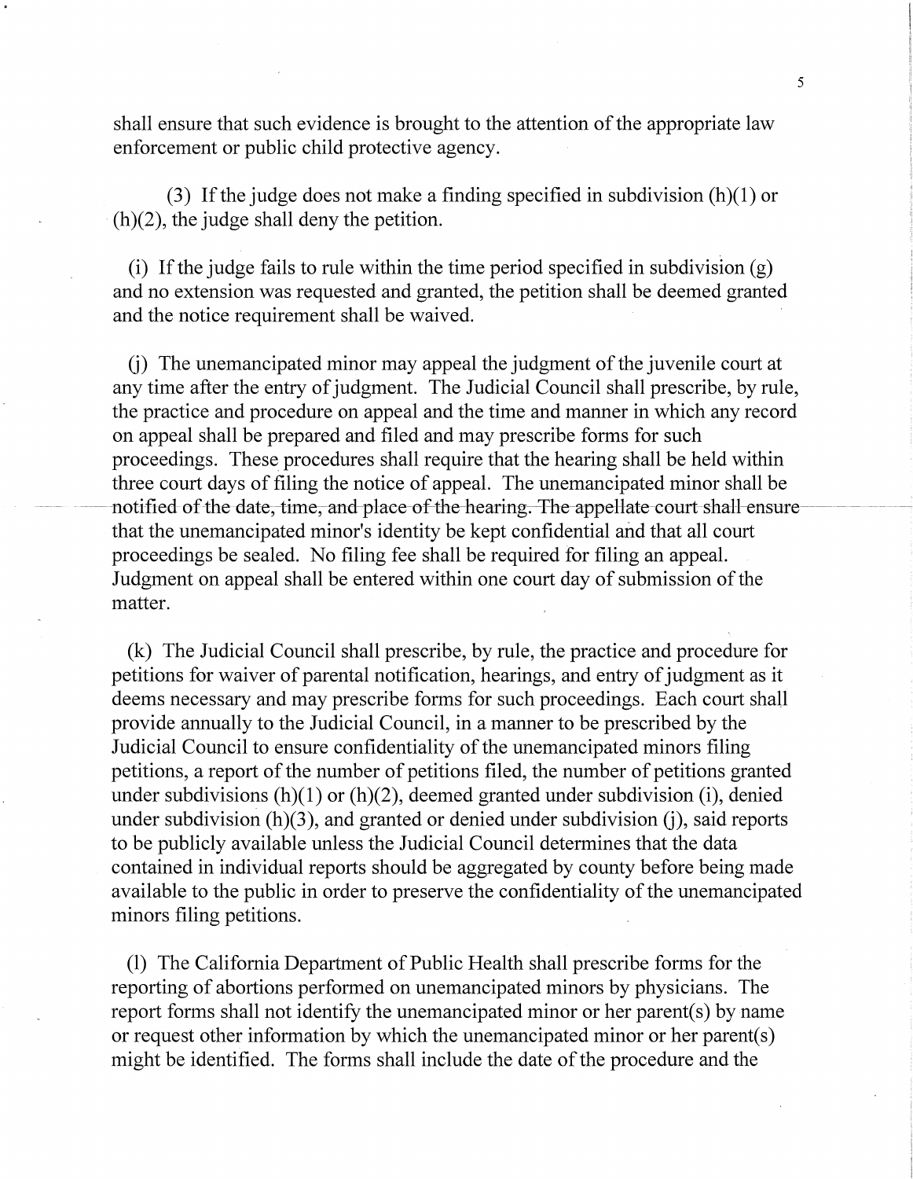shall ensure that such evidence is brought to the attention of the appropriate law enforcement or public child protective agency.

(3) If the judge does not make a finding specified in subdivision (h)(1) or (h)(2), the judge shall deny the petition.

(i) If the judge fails to rule within the time period specified in subdivision (g) and no extension was requested and granted, the petition shall be deemed granted and the notice requirement shall be waived.

(j) The unemancipated minor may appeal the judgment of the juvenile court at any time after the entry of judgment. The Judicial Council shall prescribe, by rule, the practice and procedure on appeal and the time and manner in which any record on appeal shall be prepared and filed and may prescribe forms for such proceedings. These procedures shall require that the hearing shall be held within three court days of filing the notice of appeal. The unemancipated minor shall be notified of the date, time, and place of the hearing. The appellate court shall ensure that the unemancipated minor's identity be kept confidential and that all court proceedings be sealed. No filing fee shall be required for filing an appeal. Judgment on appeal shall be entered within one court day of submission of the matter.

(k) The Judicial Council shall prescribe, by rule, the practice and procedure for petitions for waiver of parental notification, hearings, and entry of judgment as it deems necessary and may prescribe forms for such proceedings. Each court shall provide annually to the Judicial Council, in a manner to be prescribed by the Judicial Council to ensure confidentiality of the unemancipated minors filing petitions, a report of the number of petitions filed, the number of petitions granted under subdivisions (h)(1) or (h)(2), deemed granted under subdivision (i), denied under subdivision (h)(3), and granted or denied under subdivision (j), said reports to be publicly available unless the Judicial Council determines that the data contained in individual reports should be aggregated by county before being made available to the public in order to preserve the confidentiality of the unemancipated minors filing petitions.

(l) The California Department of Public Health shall prescribe forms for the reporting of abortions performed on unemancipated minors by physicians. The report forms shall not identify the unemancipated minor or her parent(s) by name or request other information by which the unemancipated minor or her parent(s) might be identified. The forms shall include the date of the procedure and the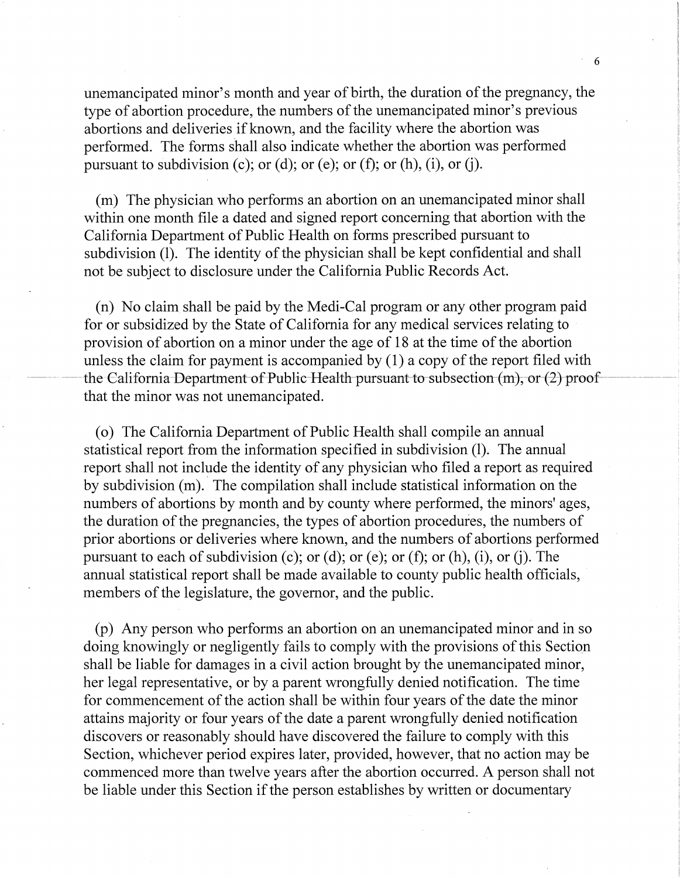unemancipated minor's month and year of birth, the duration of the pregnancy, the type of abortion procedure, the numbers of the unemancipated minor's previous abortions and deliveries if known, and the facility where the abortion was performed. The forms shall also indicate whether the abortion was performed pursuant to subdivision (c); or (d); or (e); or (f); or (h), (i), or (j).

(m) The physician who performs an abortion on an unemancipated minor shall within one month file a dated and signed report concerning that abortion with the California Department of Public Health on forms prescribed pursuant to subdivision (l). The identity of the physician shall be kept confidential and shall not be subject to disclosure under the California Public Records Act.

(n) No claim shall be paid by the Medi-Cal program or any other program paid for or subsidized by the State of California for any medical services relating to provision of abortion on a minor under the age of 18 at the time of the abortion unless the claim for payment is accompanied by (1) a copy of the report filed with the California Department of Public Health pursuant to subsection (m), or (2) proof that the minor was not unemancipated.

(o) The California Department of Public Health shall compile an annual statistical report from the information specified in subdivision (l). The annual report shall not include the identity of any physician who filed a report as required by subdivision (m). The compilation shall include statistical information on the numbers of abortions by month and by county where performed, the minors' ages, the duration of the pregnancies, the types of abortion procedures, the numbers of prior abortions or deliveries where known, and the numbers of abortions performed pursuant to each of subdivision (c); or (d); or (e); or (f); or (h), (i), or (j). The annual statistical report shall be made available to county public health officials, members of the legislature, the governor, and the public.

(p) Any person who performs an abortion on an unemancipated minor and in so doing knowingly or negligently fails to comply with the provisions of this Section shall be liable for damages in a civil action brought by the unemancipated minor, her legal representative, or by a parent wrongfully denied notification. The time for commencement of the action shall be within four years of the date the minor attains majority or four years of the date a parent wrongfully denied notification discovers or reasonably should have discovered the failure to comply with this Section, whichever period expires later, provided, however, that no action may be commenced more than twelve years after the abortion occurred. A person shall not be liable under this Section if the person establishes by written or documentary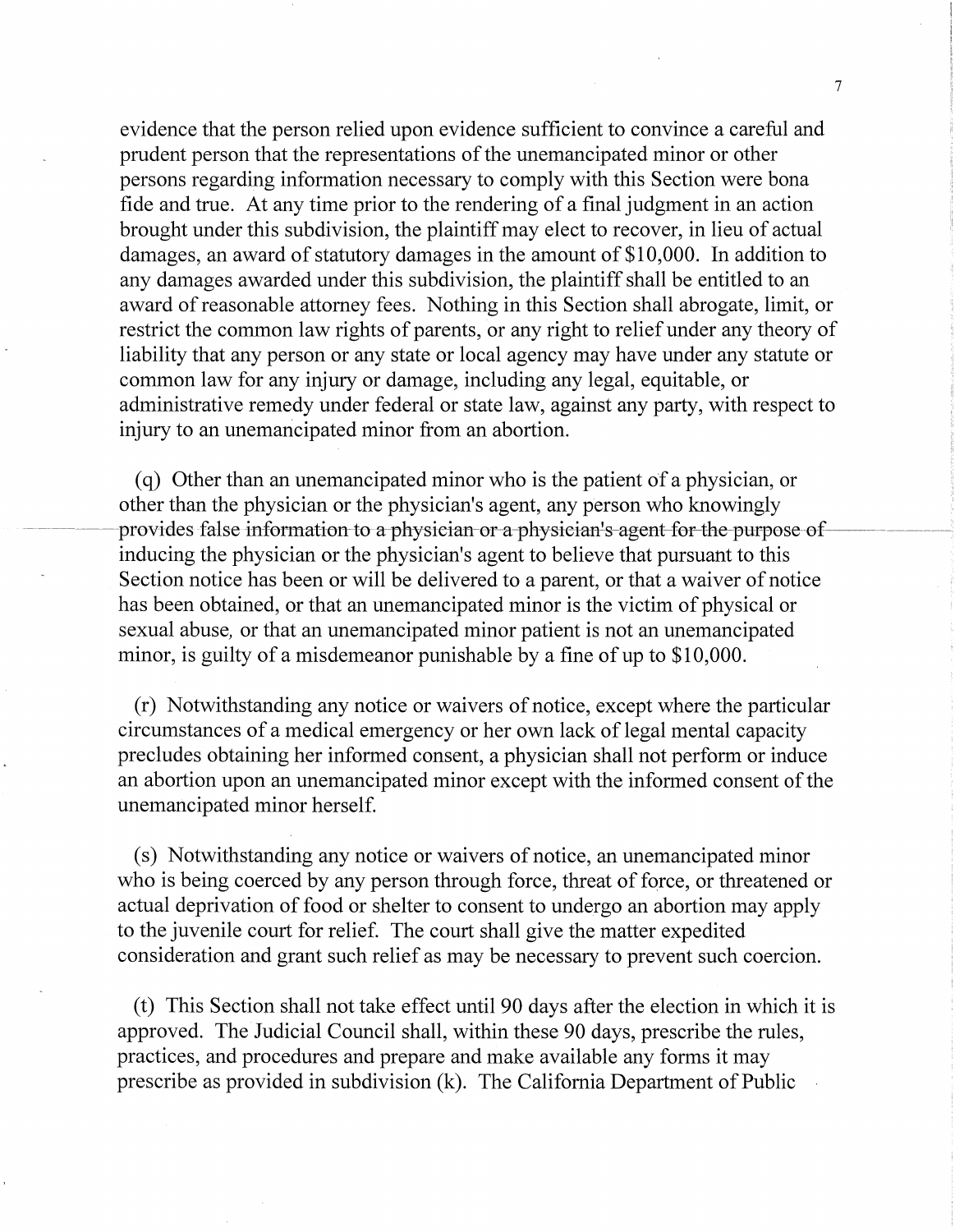evidence that the person relied upon evidence sufficient to convince a careful and prudent person that the representations of the unemancipated minor or other persons regarding information necessary to comply with this Section were bona fide and true. At any time prior to the rendering of a final judgment in an action brought under this subdivision, the plaintiff may elect to recover, in lieu of actual damages, an award of statutory damages in the amount of $10,000. In addition to any damages awarded under this subdivision, the plaintiff shall be entitled to an award of reasonable attorney fees. Nothing in this Section shall abrogate, limit, or restrict the common law rights of parents, or any right to relief under any theory of liability that any person or any state or local agency may have under any statute or common law for any injury or damage, including any legal, equitable, or administrative remedy under federal or state law, against any party, with respect to injury to an unemancipated minor from an abortion.

(q) Other than an unemancipated minor who is the patient of a physician, or other than the physician or the physician's agent, any person who knowingly provides false information to a physician or a physician's agent for the purpose of inducing the physician or the physician's agent to believe that pursuant to this Section notice has been or will be delivered to a parent, or that a waiver of notice has been obtained, or that an unemancipated minor is the victim of physical or sexual abuse, or that an unemancipated minor patient is not an unemancipated minor, is guilty of a misdemeanor punishable by a fine of up to $10,000.

(r) Notwithstanding any notice or waivers of notice, except where the particular circumstances of a medical emergency or her own lack of legal mental capacity precludes obtaining her informed consent, a physician shall not perform or induce an abortion upon an unemancipated minor except with the informed consent of the unemancipated minor herself.

(s) Notwithstanding any notice or waivers of notice, an unemancipated minor who is being coerced by any person through force, threat of force, or threatened or actual deprivation of food or shelter to consent to undergo an abortion may apply to the juvenile court for relief. The court shall give the matter expedited consideration and grant such relief as may be necessary to prevent such coercion.

(t) This Section shall not take effect until 90 days after the election in which it is approved. The Judicial Council shall, within these 90 days, prescribe the rules, practices, and procedures and prepare and make available any forms it may prescribe as provided in subdivision (k). The California Department of Public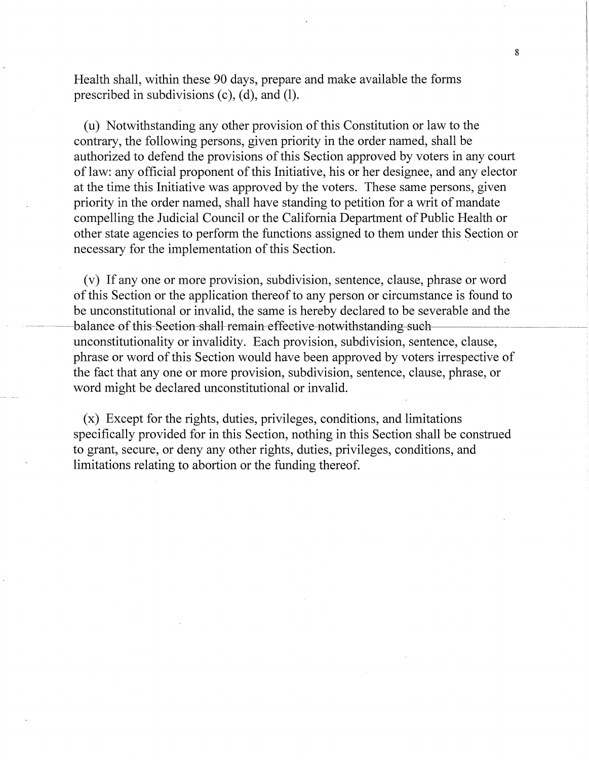Health shall, within these 90 days, prepare and make available the forms prescribed in subdivisions (c), (d), and (l).

(u) Notwithstanding any other provision of this Constitution or law to the contrary, the following persons, given priority in the order named, shall be authorized to defend the provisions of this Section approved by voters in any court of law: any official proponent of this Initiative, his or her designee, and any elector at the time this Initiative was approved by the voters. These same persons, given priority in the order named, shall have standing to petition for a writ of mandate compelling the Judicial Council or the California Department of Public Health or other state agencies to perform the functions assigned to them under this Section or necessary for the implementation of this Section.

(v) If any one or more provision, subdivision, sentence, clause, phrase or word of this Section or the application thereof to any person or circumstance is found to be unconstitutional or invalid, the same is hereby declared to be severable and the balance of this Section shall remain effective notwithstanding such unconstitutionality or invalidity. Each provision, subdivision, sentence, clause, phrase or word of this Section would have been approved by voters irrespective of the fact that any one or more provision, subdivision, sentence, clause, phrase, or word might be declared unconstitutional or invalid.

(x) Except for the rights, duties, privileges, conditions, and limitations specifically provided for in this Section, nothing in this Section shall be construed to grant, secure, or deny any other rights, duties, privileges, conditions, and limitations relating to abortion or the funding thereof.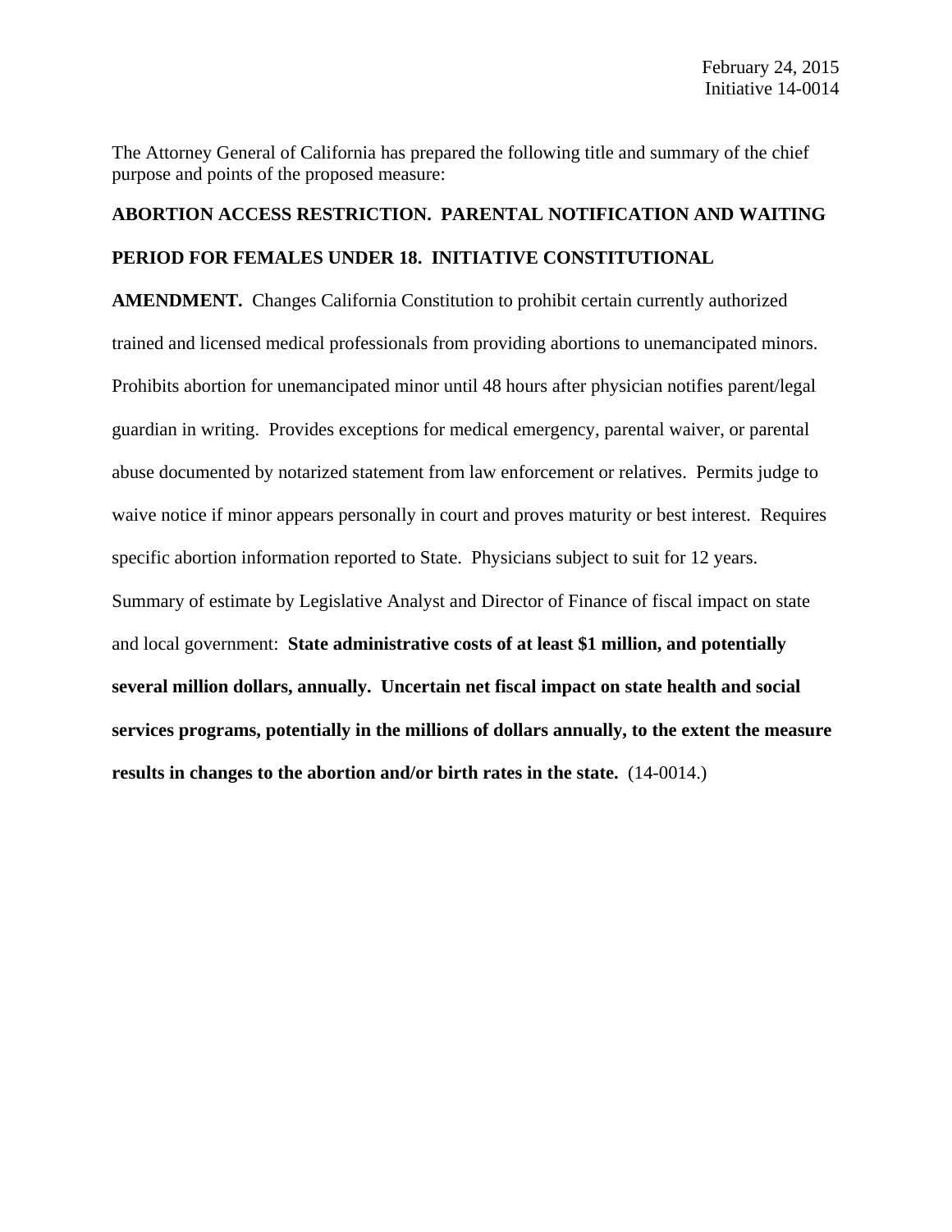February 24, 2015
Initiative 14-0014

The Attorney General of California has prepared the following title and summary of the chief purpose and points of the proposed measure:

**ABORTION ACCESS RESTRICTION. PARENTAL NOTIFICATION AND WAITING PERIOD FOR FEMALES UNDER 18. INITIATIVE CONSTITUTIONAL AMENDMENT.** Changes California Constitution to prohibit certain currently authorized trained and licensed medical professionals from providing abortions to unemancipated minors. Prohibits abortion for unemancipated minor until 48 hours after physician notifies parent/legal guardian in writing. Provides exceptions for medical emergency, parental waiver, or parental abuse documented by notarized statement from law enforcement or relatives. Permits judge to waive notice if minor appears personally in court and proves maturity or best interest. Requires specific abortion information reported to State. Physicians subject to suit for 12 years. Summary of estimate by Legislative Analyst and Director of Finance of fiscal impact on state and local government: **State administrative costs of at least $1 million, and potentially several million dollars, annually. Uncertain net fiscal impact on state health and social services programs, potentially in the millions of dollars annually, to the extent the measure results in changes to the abortion and/or birth rates in the state.** (14-0014.)